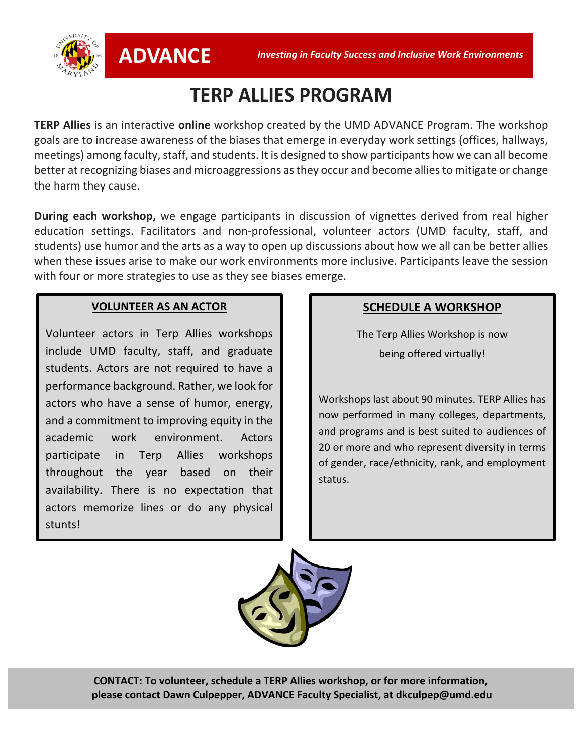**ADVANCE**

*Investing in Faculty Success and Inclusive Work Environments*

# TERP ALLIES PROGRAM

**TERP Allies** is an interactive **online** workshop created by the UMD ADVANCE Program. The workshop goals are to increase awareness of the biases that emerge in everyday work settings (offices, hallways, meetings) among faculty, staff, and students. It is designed to show participants how we can all become better at recognizing biases and microaggressions as they occur and become allies to mitigate or change the harm they cause.

**During each workshop,** we engage participants in discussion of vignettes derived from real higher education settings. Facilitators and non-professional, volunteer actors (UMD faculty, staff, and students) use humor and the arts as a way to open up discussions about how we all can be better allies when these issues arise to make our work environments more inclusive. Participants leave the session with four or more strategies to use as they see biases emerge.

## VOLUNTEER AS AN ACTOR

Volunteer actors in Terp Allies workshops include UMD faculty, staff, and graduate students. Actors are not required to have a performance background. Rather, we look for actors who have a sense of humor, energy, and a commitment to improving equity in the academic work environment. Actors participate in Terp Allies workshops throughout the year based on their availability. There is no expectation that actors memorize lines or do any physical stunts!

## SCHEDULE A WORKSHOP

The Terp Allies Workshop is now being offered virtually!

Workshops last about 90 minutes. TERP Allies has now performed in many colleges, departments, and programs and is best suited to audiences of 20 or more and who represent diversity in terms of gender, race/ethnicity, rank, and employment status.

**CONTACT: To volunteer, schedule a TERP Allies workshop, or for more information, please contact Dawn Culpepper, ADVANCE Faculty Specialist, at dkculpep@umd.edu**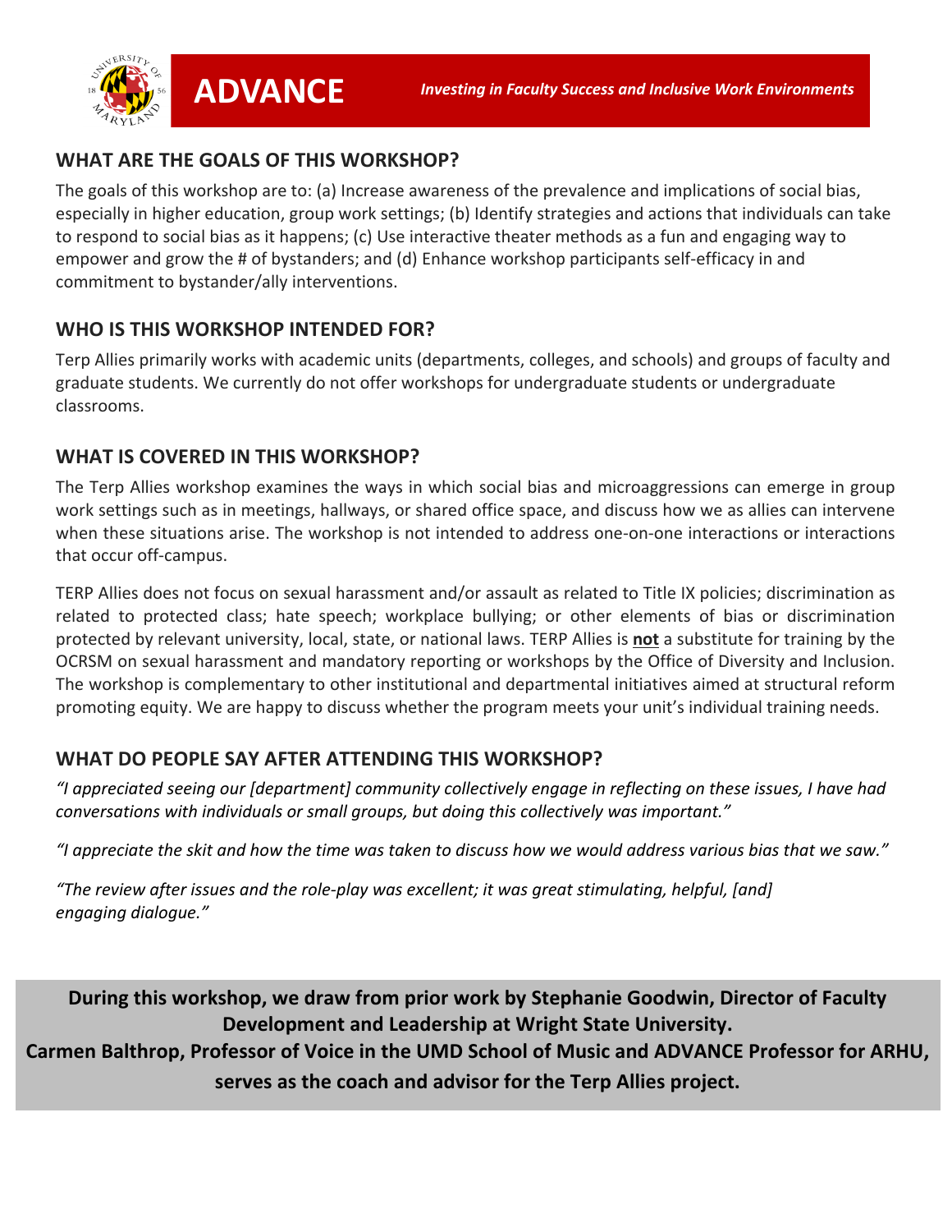**ADVANCE** *Investing in Faculty Success and Inclusive Work Environments*

## WHAT ARE THE GOALS OF THIS WORKSHOP?

The goals of this workshop are to: (a) Increase awareness of the prevalence and implications of social bias, especially in higher education, group work settings; (b) Identify strategies and actions that individuals can take to respond to social bias as it happens; (c) Use interactive theater methods as a fun and engaging way to empower and grow the # of bystanders; and (d) Enhance workshop participants self-efficacy in and commitment to bystander/ally interventions.

## WHO IS THIS WORKSHOP INTENDED FOR?

Terp Allies primarily works with academic units (departments, colleges, and schools) and groups of faculty and graduate students. We currently do not offer workshops for undergraduate students or undergraduate classrooms.

## WHAT IS COVERED IN THIS WORKSHOP?

The Terp Allies workshop examines the ways in which social bias and microaggressions can emerge in group work settings such as in meetings, hallways, or shared office space, and discuss how we as allies can intervene when these situations arise. The workshop is not intended to address one-on-one interactions or interactions that occur off-campus.

TERP Allies does not focus on sexual harassment and/or assault as related to Title IX policies; discrimination as related to protected class; hate speech; workplace bullying; or other elements of bias or discrimination protected by relevant university, local, state, or national laws. TERP Allies is **not** a substitute for training by the OCRSM on sexual harassment and mandatory reporting or workshops by the Office of Diversity and Inclusion. The workshop is complementary to other institutional and departmental initiatives aimed at structural reform promoting equity. We are happy to discuss whether the program meets your unit's individual training needs.

## WHAT DO PEOPLE SAY AFTER ATTENDING THIS WORKSHOP?

*"I appreciated seeing our [department] community collectively engage in reflecting on these issues, I have had conversations with individuals or small groups, but doing this collectively was important."*

*"I appreciate the skit and how the time was taken to discuss how we would address various bias that we saw."*

*"The review after issues and the role-play was excellent; it was great stimulating, helpful, [and] engaging dialogue."*

**During this workshop, we draw from prior work by Stephanie Goodwin, Director of Faculty Development and Leadership at Wright State University.**
**Carmen Balthrop, Professor of Voice in the UMD School of Music and ADVANCE Professor for ARHU, serves as the coach and advisor for the Terp Allies project.**